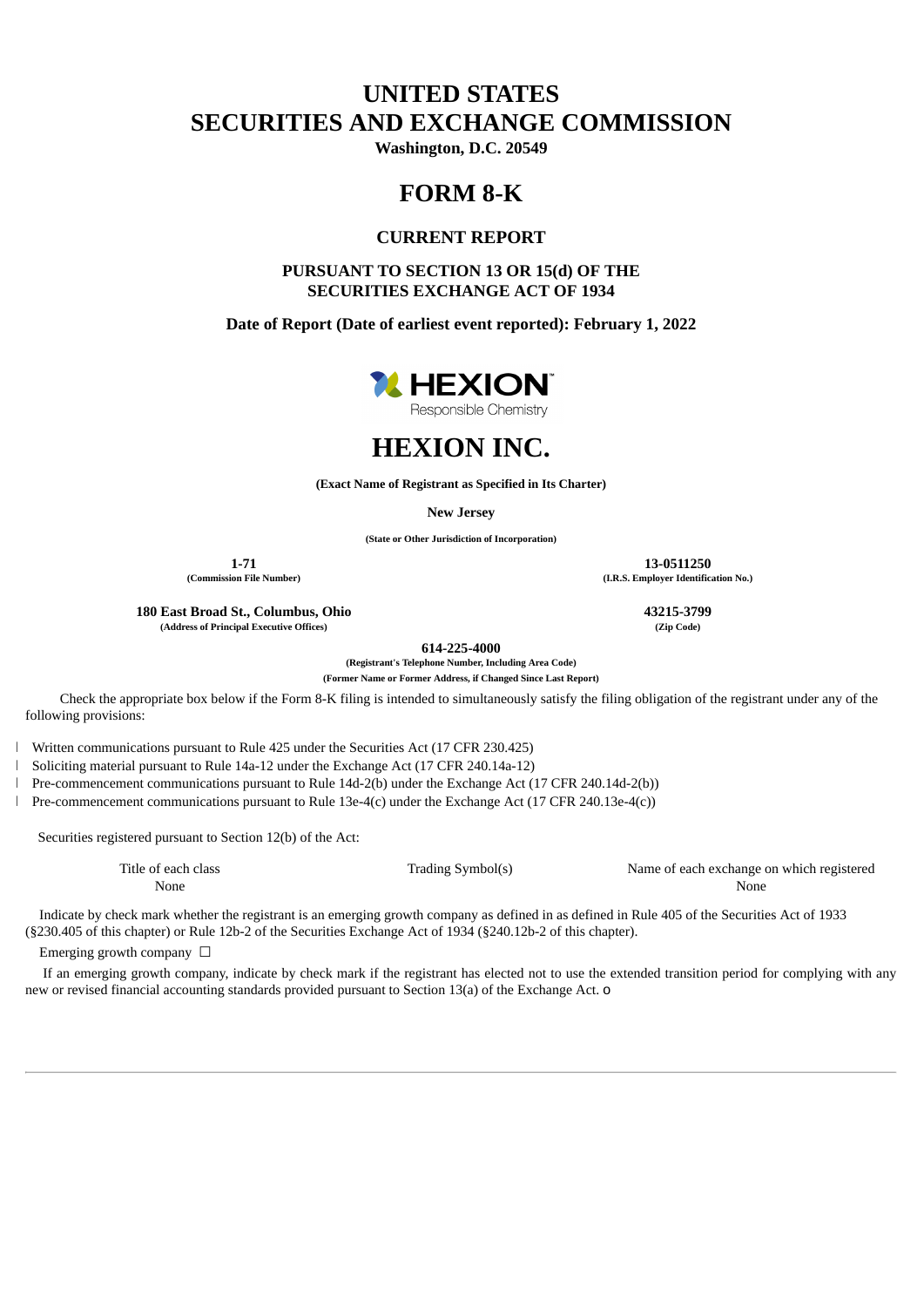# UNITED STATES
# SECURITIES AND EXCHANGE COMMISSION

**Washington, D.C. 20549**

# FORM 8-K

## CURRENT REPORT

**PURSUANT TO SECTION 13 OR 15(d) OF THE SECURITIES EXCHANGE ACT OF 1934**

**Date of Report (Date of earliest event reported): February 1, 2022**

HEXION
Responsible Chemistry

# HEXION INC.

**(Exact Name of Registrant as Specified in Its Charter)**

**New Jersey**

**(State or Other Jurisdiction of Incorporation)**

| **1-71** | **13-0511250** |
|---|---|
| **(Commission File Number)** | **(I.R.S. Employer Identification No.)** |
| **180 East Broad St., Columbus, Ohio** | **43215-3799** |
| **(Address of Principal Executive Offices)** | **(Zip Code)** |

**614-225-4000**

**(Registrant's Telephone Number, Including Area Code)**

**(Former Name or Former Address, if Changed Since Last Report)**

Check the appropriate box below if the Form 8-K filing is intended to simultaneously satisfy the filing obligation of the registrant under any of the following provisions:

- Written communications pursuant to Rule 425 under the Securities Act (17 CFR 230.425)
- Soliciting material pursuant to Rule 14a-12 under the Exchange Act (17 CFR 240.14a-12)
- Pre-commencement communications pursuant to Rule 14d-2(b) under the Exchange Act (17 CFR 240.14d-2(b))
- Pre-commencement communications pursuant to Rule 13e-4(c) under the Exchange Act (17 CFR 240.13e-4(c))

Securities registered pursuant to Section 12(b) of the Act:

| Title of each class | Trading Symbol(s) | Name of each exchange on which registered |
|---|---|---|
| None | | None |

Indicate by check mark whether the registrant is an emerging growth company as defined in as defined in Rule 405 of the Securities Act of 1933 (§230.405 of this chapter) or Rule 12b-2 of the Securities Exchange Act of 1934 (§240.12b-2 of this chapter).

Emerging growth company ☐

If an emerging growth company, indicate by check mark if the registrant has elected not to use the extended transition period for complying with any new or revised financial accounting standards provided pursuant to Section 13(a) of the Exchange Act. o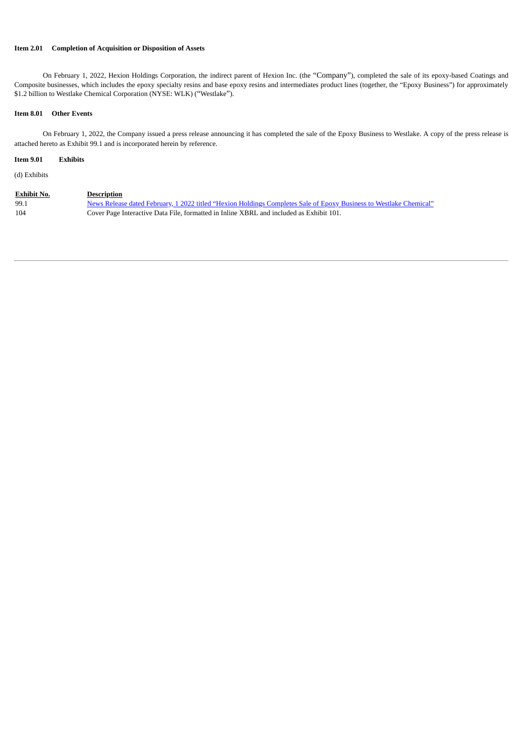**Item 2.01 Completion of Acquisition or Disposition of Assets**

On February 1, 2022, Hexion Holdings Corporation, the indirect parent of Hexion Inc. (the "Company"), completed the sale of its epoxy-based Coatings and Composite businesses, which includes the epoxy specialty resins and base epoxy resins and intermediates product lines (together, the "Epoxy Business") for approximately $1.2 billion to Westlake Chemical Corporation (NYSE: WLK) ("Westlake").

**Item 8.01 Other Events**

On February 1, 2022, the Company issued a press release announcing it has completed the sale of the Epoxy Business to Westlake. A copy of the press release is attached hereto as Exhibit 99.1 and is incorporated herein by reference.

**Item 9.01 Exhibits**

(d) Exhibits

| Exhibit No. | Description |
|---|---|
| 99.1 | News Release dated February, 1 2022 titled "Hexion Holdings Completes Sale of Epoxy Business to Westlake Chemical" |
| 104 | Cover Page Interactive Data File, formatted in Inline XBRL and included as Exhibit 101. |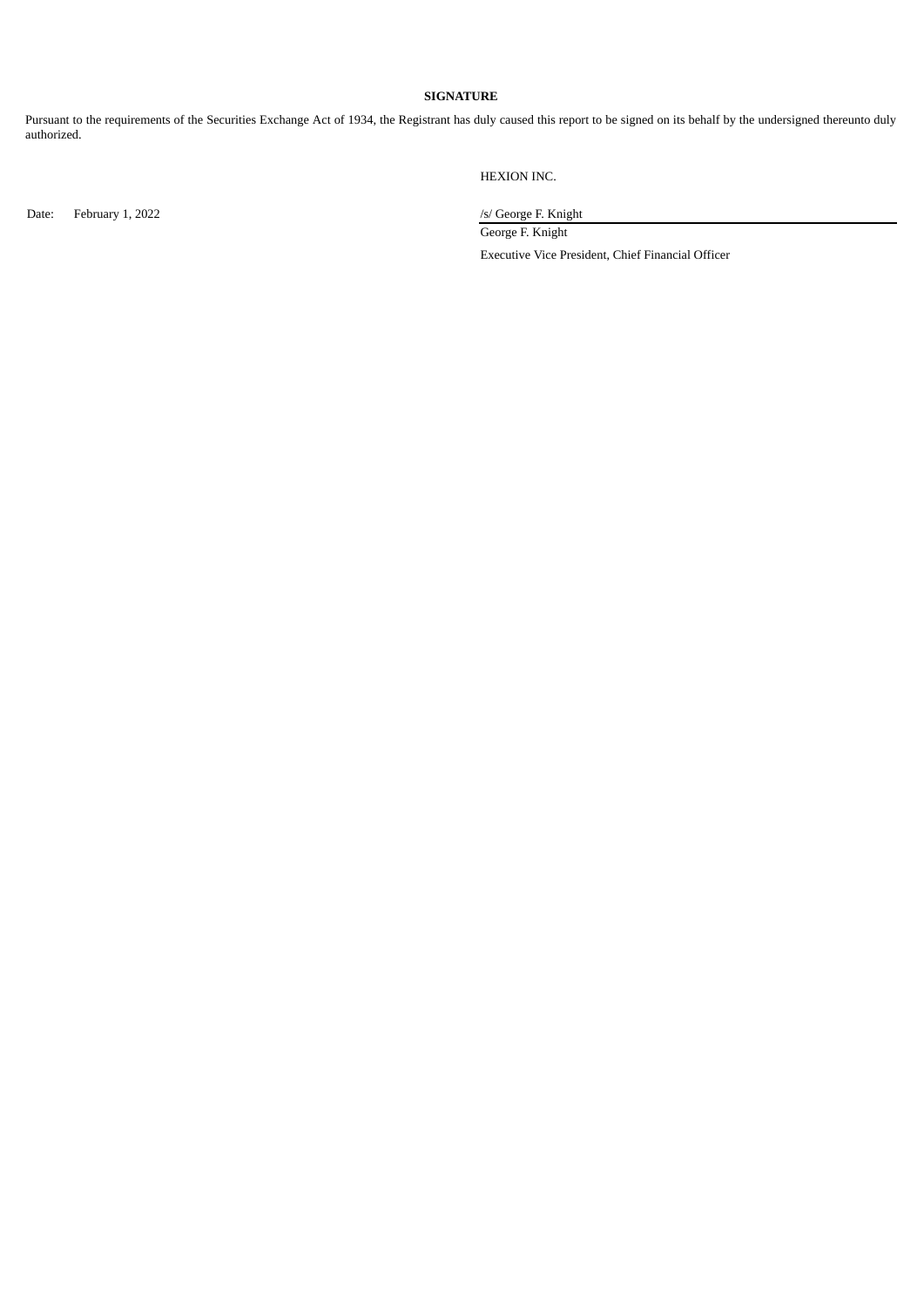**SIGNATURE**

Pursuant to the requirements of the Securities Exchange Act of 1934, the Registrant has duly caused this report to be signed on its behalf by the undersigned thereunto duly authorized.

HEXION INC.

Date: February 1, 2022

/s/ George F. Knight

George F. Knight

Executive Vice President, Chief Financial Officer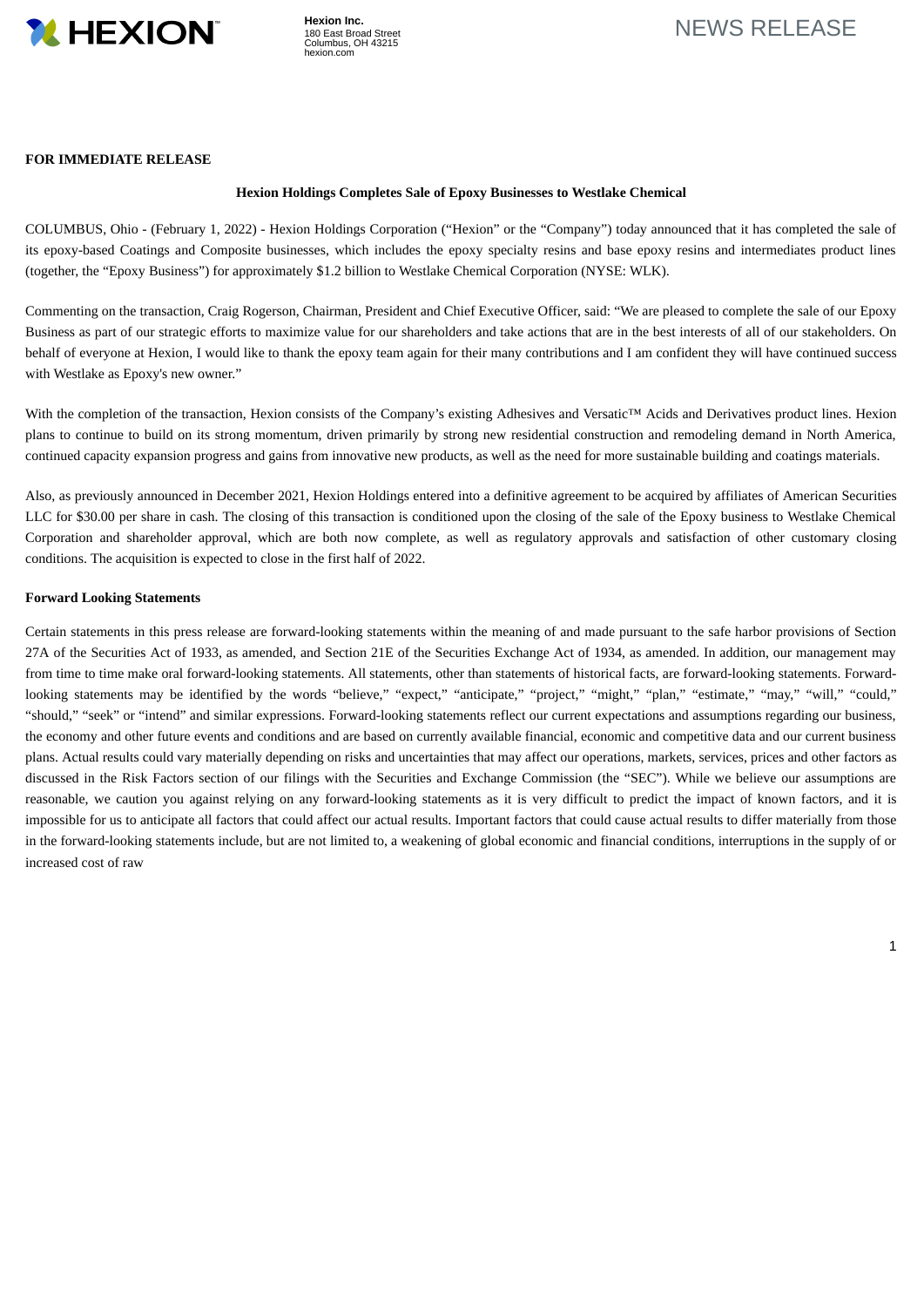**Hexion Inc.**
180 East Broad Street
Columbus, OH 43215
hexion.com

NEWS RELEASE

**FOR IMMEDIATE RELEASE**

**Hexion Holdings Completes Sale of Epoxy Businesses to Westlake Chemical**

COLUMBUS, Ohio - (February 1, 2022) - Hexion Holdings Corporation ("Hexion" or the "Company") today announced that it has completed the sale of its epoxy-based Coatings and Composite businesses, which includes the epoxy specialty resins and base epoxy resins and intermediates product lines (together, the "Epoxy Business") for approximately $1.2 billion to Westlake Chemical Corporation (NYSE: WLK).

Commenting on the transaction, Craig Rogerson, Chairman, President and Chief Executive Officer, said: "We are pleased to complete the sale of our Epoxy Business as part of our strategic efforts to maximize value for our shareholders and take actions that are in the best interests of all of our stakeholders. On behalf of everyone at Hexion, I would like to thank the epoxy team again for their many contributions and I am confident they will have continued success with Westlake as Epoxy's new owner."

With the completion of the transaction, Hexion consists of the Company's existing Adhesives and Versatic™ Acids and Derivatives product lines. Hexion plans to continue to build on its strong momentum, driven primarily by strong new residential construction and remodeling demand in North America, continued capacity expansion progress and gains from innovative new products, as well as the need for more sustainable building and coatings materials.

Also, as previously announced in December 2021, Hexion Holdings entered into a definitive agreement to be acquired by affiliates of American Securities LLC for $30.00 per share in cash. The closing of this transaction is conditioned upon the closing of the sale of the Epoxy business to Westlake Chemical Corporation and shareholder approval, which are both now complete, as well as regulatory approvals and satisfaction of other customary closing conditions. The acquisition is expected to close in the first half of 2022.

**Forward Looking Statements**

Certain statements in this press release are forward-looking statements within the meaning of and made pursuant to the safe harbor provisions of Section 27A of the Securities Act of 1933, as amended, and Section 21E of the Securities Exchange Act of 1934, as amended. In addition, our management may from time to time make oral forward-looking statements. All statements, other than statements of historical facts, are forward-looking statements. Forward-looking statements may be identified by the words "believe," "expect," "anticipate," "project," "might," "plan," "estimate," "may," "will," "could," "should," "seek" or "intend" and similar expressions. Forward-looking statements reflect our current expectations and assumptions regarding our business, the economy and other future events and conditions and are based on currently available financial, economic and competitive data and our current business plans. Actual results could vary materially depending on risks and uncertainties that may affect our operations, markets, services, prices and other factors as discussed in the Risk Factors section of our filings with the Securities and Exchange Commission (the "SEC"). While we believe our assumptions are reasonable, we caution you against relying on any forward-looking statements as it is very difficult to predict the impact of known factors, and it is impossible for us to anticipate all factors that could affect our actual results. Important factors that could cause actual results to differ materially from those in the forward-looking statements include, but are not limited to, a weakening of global economic and financial conditions, interruptions in the supply of or increased cost of raw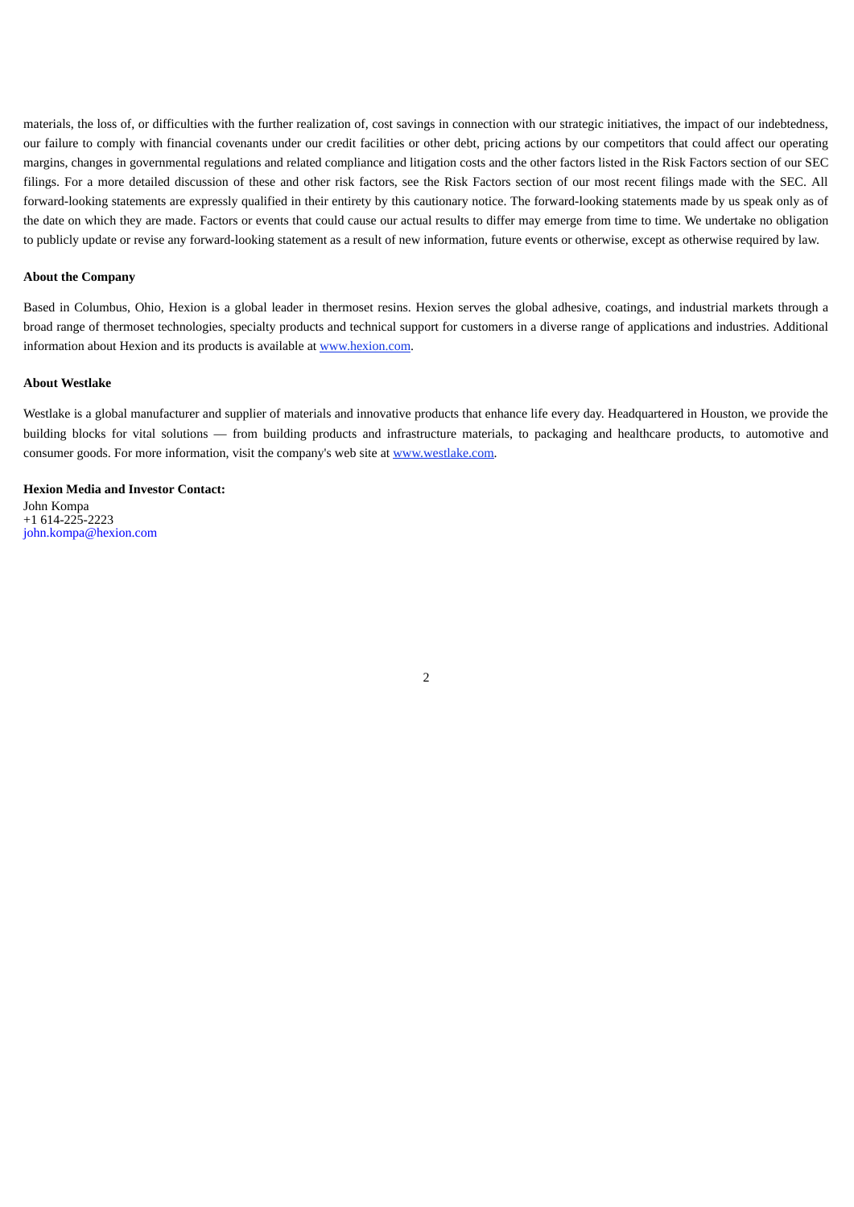materials, the loss of, or difficulties with the further realization of, cost savings in connection with our strategic initiatives, the impact of our indebtedness, our failure to comply with financial covenants under our credit facilities or other debt, pricing actions by our competitors that could affect our operating margins, changes in governmental regulations and related compliance and litigation costs and the other factors listed in the Risk Factors section of our SEC filings. For a more detailed discussion of these and other risk factors, see the Risk Factors section of our most recent filings made with the SEC. All forward-looking statements are expressly qualified in their entirety by this cautionary notice. The forward-looking statements made by us speak only as of the date on which they are made. Factors or events that could cause our actual results to differ may emerge from time to time. We undertake no obligation to publicly update or revise any forward-looking statement as a result of new information, future events or otherwise, except as otherwise required by law.

**About the Company**

Based in Columbus, Ohio, Hexion is a global leader in thermoset resins. Hexion serves the global adhesive, coatings, and industrial markets through a broad range of thermoset technologies, specialty products and technical support for customers in a diverse range of applications and industries. Additional information about Hexion and its products is available at www.hexion.com.

**About Westlake**

Westlake is a global manufacturer and supplier of materials and innovative products that enhance life every day. Headquartered in Houston, we provide the building blocks for vital solutions — from building products and infrastructure materials, to packaging and healthcare products, to automotive and consumer goods. For more information, visit the company's web site at www.westlake.com.

**Hexion Media and Investor Contact:**
John Kompa
+1 614-225-2223
john.kompa@hexion.com